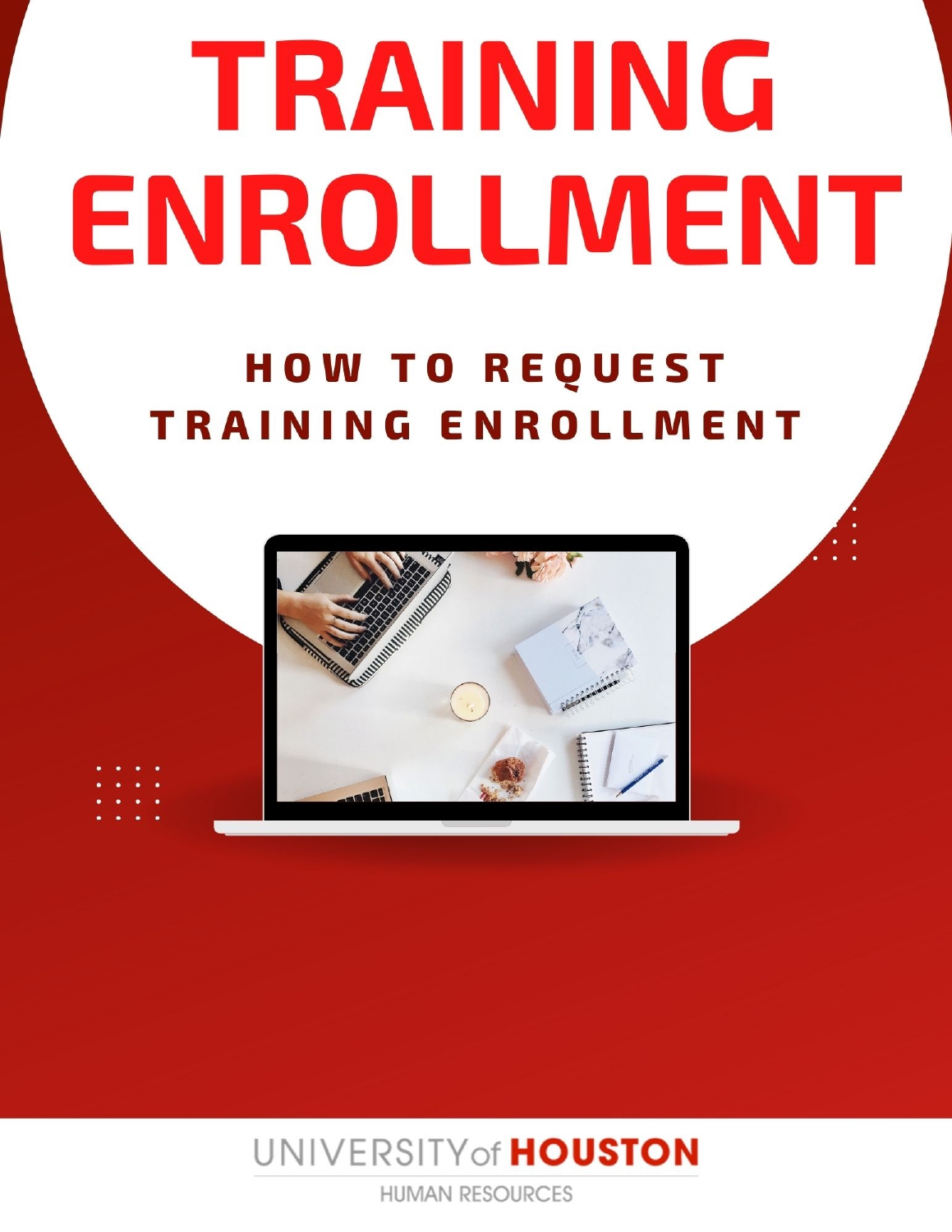# TRAINING ENROLLMENT

## HOW TO REQUEST TRAINING ENROLLMENT

UNIVERSITY of HOUSTON

HUMAN RESOURCES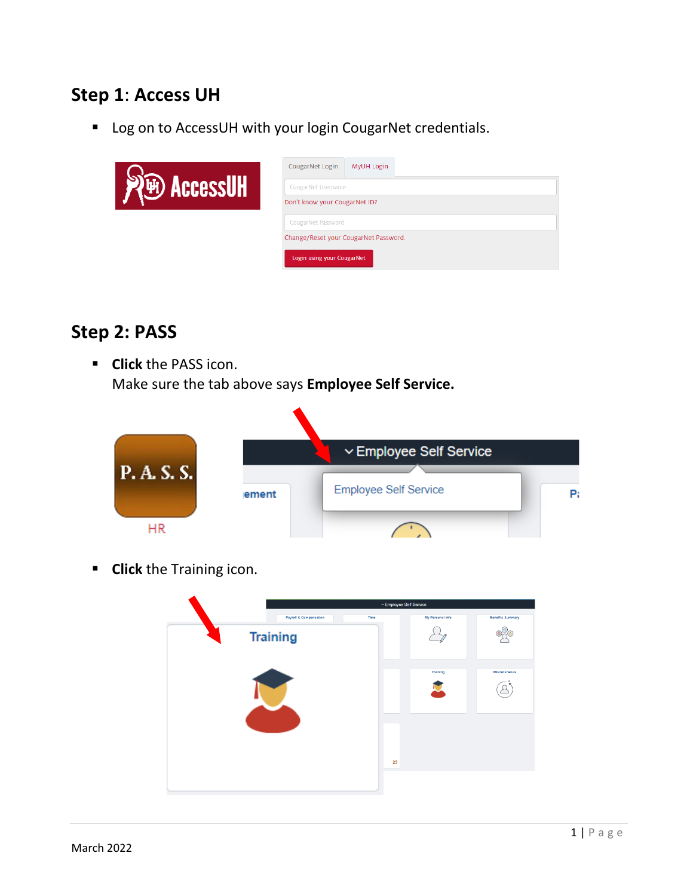## Step 1: Access UH

- Log on to AccessUH with your login CougarNet credentials.

## Step 2: PASS

- **Click** the PASS icon.
  Make sure the tab above says **Employee Self Service.**

- **Click** the Training icon.

March 2022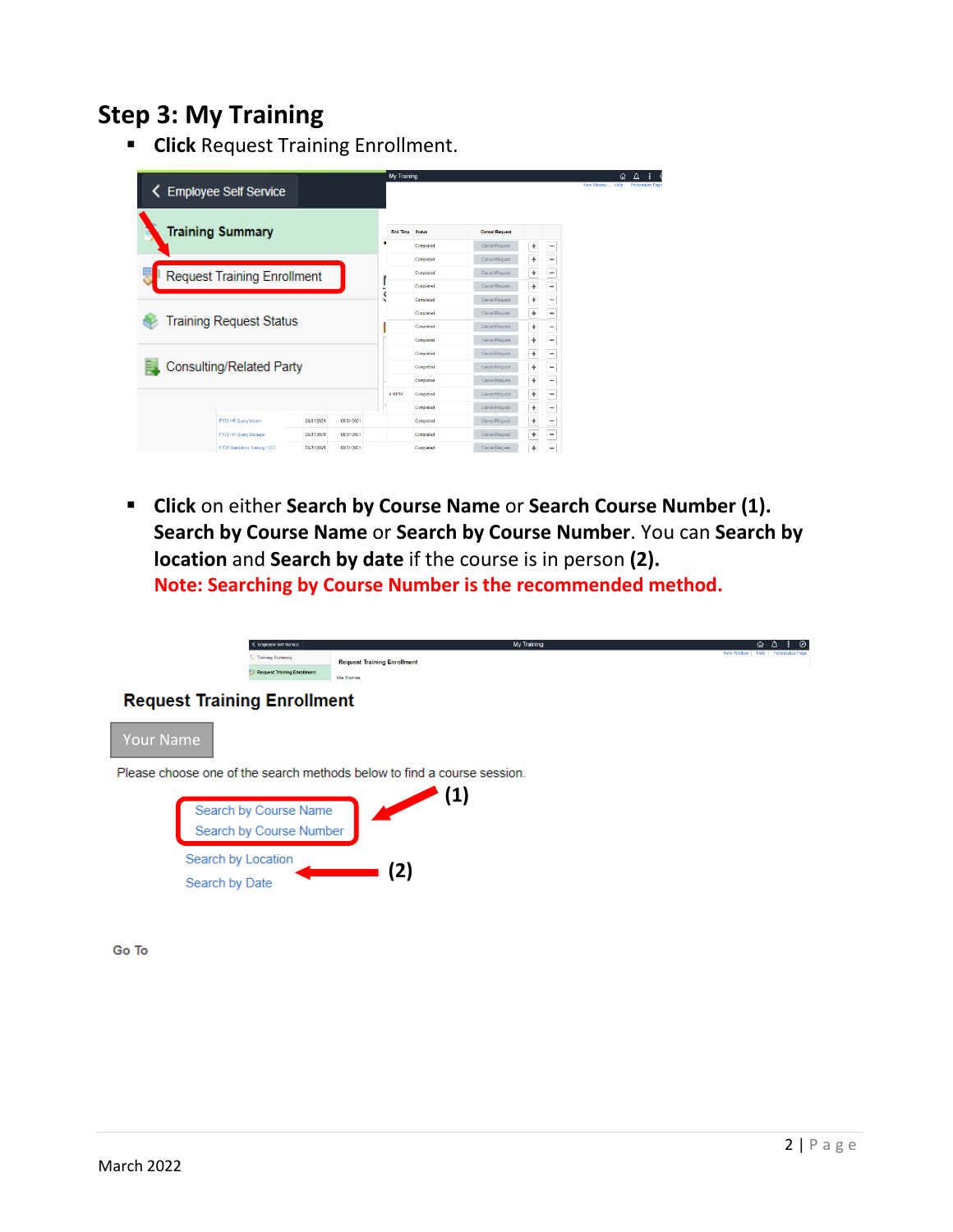## Step 3: My Training

- **Click** Request Training Enrollment.

- **Click** on either **Search by Course Name** or **Search Course Number (1). Search by Course Name** or **Search by Course Number**. You can **Search by location** and **Search by date** if the course is in person **(2).**
  **Note: Searching by Course Number is the recommended method.**

March 2022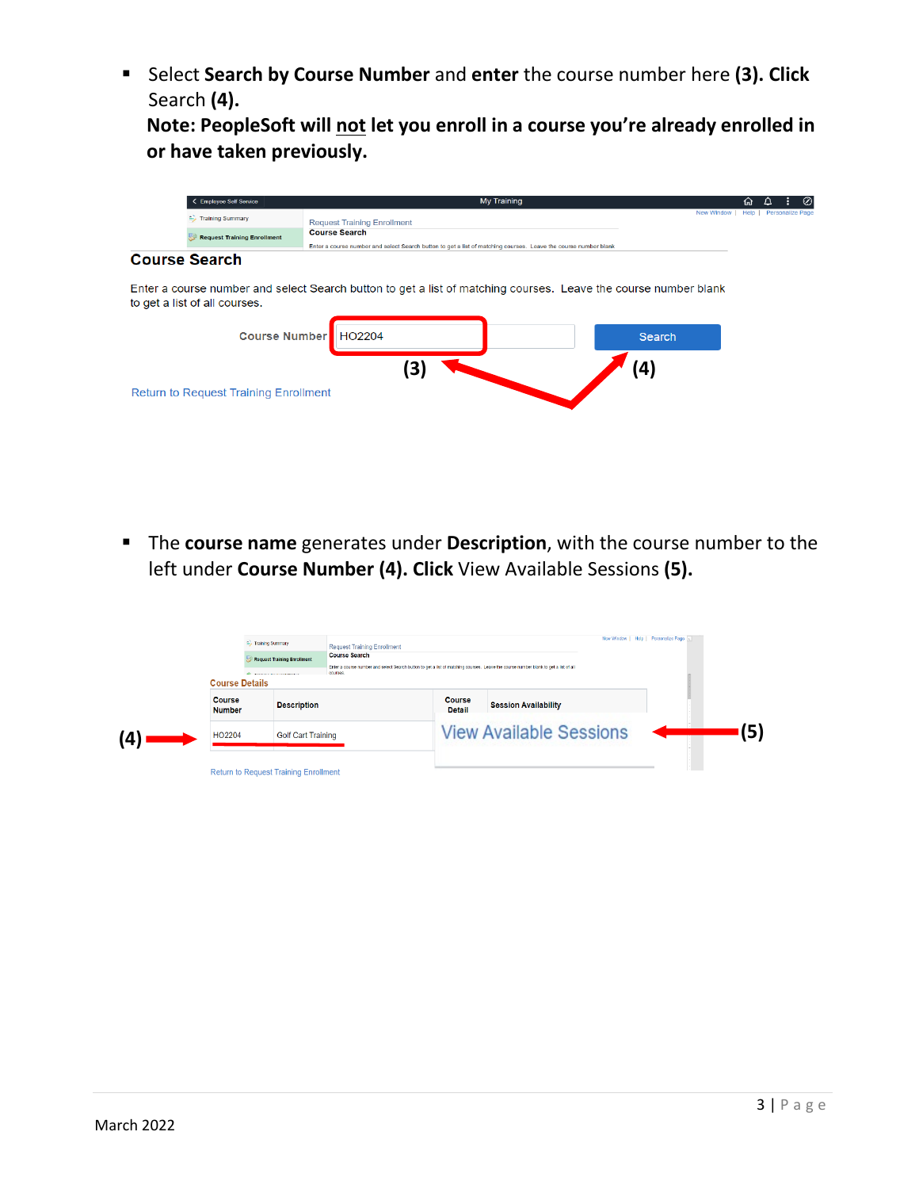- Select **Search by Course Number** and **enter** the course number here **(3). Click** Search **(4).**
  **Note: PeopleSoft will not let you enroll in a course you're already enrolled in or have taken previously.**

- The **course name** generates under **Description**, with the course number to the left under **Course Number (4). Click** View Available Sessions **(5).**

March 2022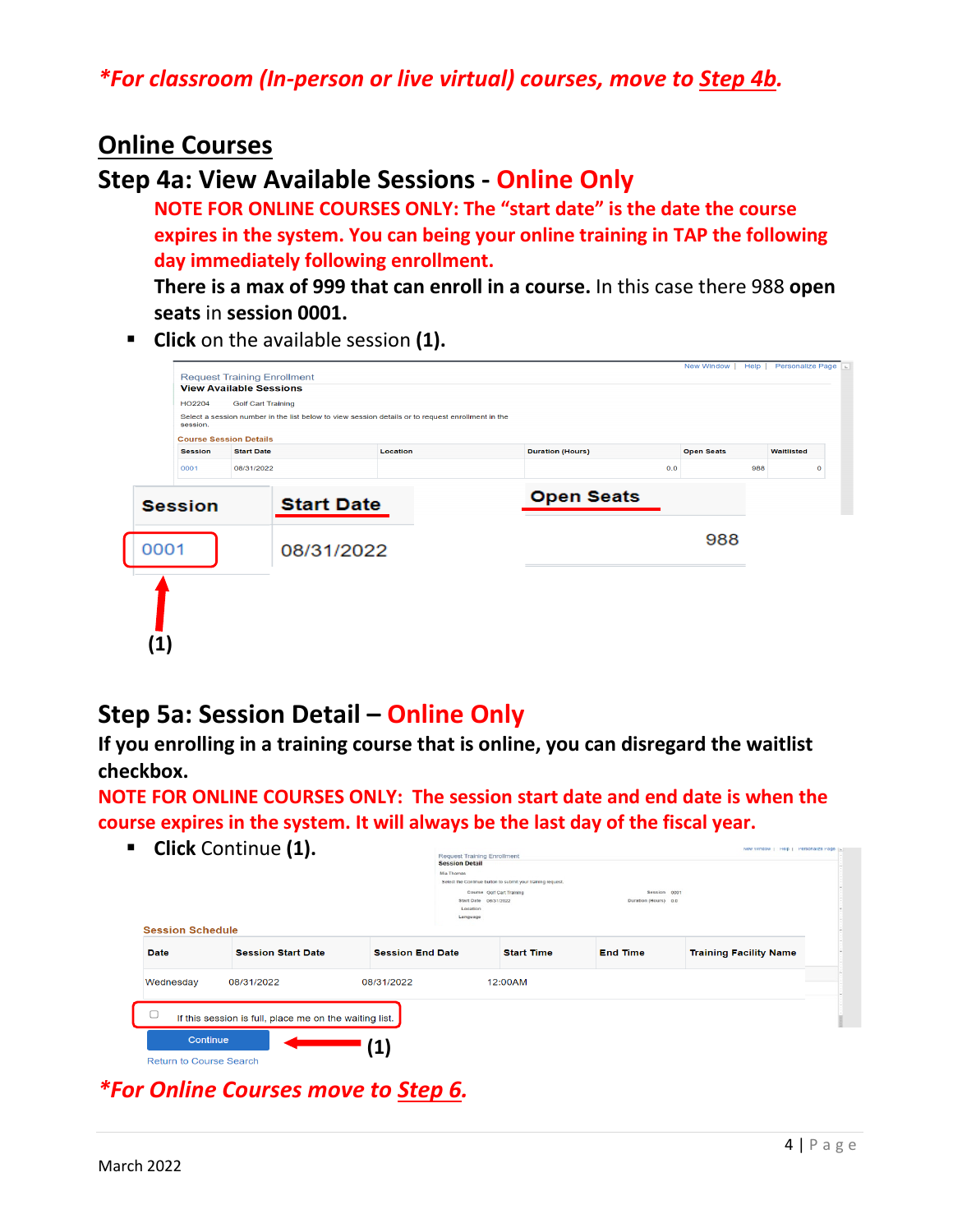*For classroom (In-person or live virtual) courses, move to Step 4b.

# Online Courses

## Step 4a: View Available Sessions - Online Only

**NOTE FOR ONLINE COURSES ONLY: The "start date" is the date the course expires in the system. You can being your online training in TAP the following day immediately following enrollment.**

**There is a max of 999 that can enroll in a course.** In this case there 988 **open seats** in **session 0001.**

- **Click** on the available session **(1).**

Request Training Enrollment

**View Available Sessions**

HO2204 Golf Cart Training

Select a session number in the list below to view session details or to request enrollment in the session.

**Course Session Details**

| Session | Start Date | Location | Duration (Hours) | Open Seats | Waitlisted |
|---|---|---|---|---|---|
| 0001 | 08/31/2022 | | 0.0 | 988 | 0 |

(1)

## Step 5a: Session Detail – Online Only

**If you enrolling in a training course that is online, you can disregard the waitlist checkbox.**

**NOTE FOR ONLINE COURSES ONLY: The session start date and end date is when the course expires in the system. It will always be the last day of the fiscal year.**

- **Click** Continue **(1).**

Request Training Enrollment

**Session Detail**

Mia Thomas

Select the Continue button to submit your training request.

Course: Golf Cart Training | Session: 0001

Start Date: 08/31/2022 | Duration (Hours): 0.0

Location

Language

**Session Schedule**

| Date | Session Start Date | Session End Date | Start Time | End Time | Training Facility Name |
|---|---|---|---|---|---|
| Wednesday | 08/31/2022 | 08/31/2022 | 12:00AM | | |

☐ If this session is full, place me on the waiting list.

Continue (1)

Return to Course Search

*For Online Courses move to Step 6.

March 2022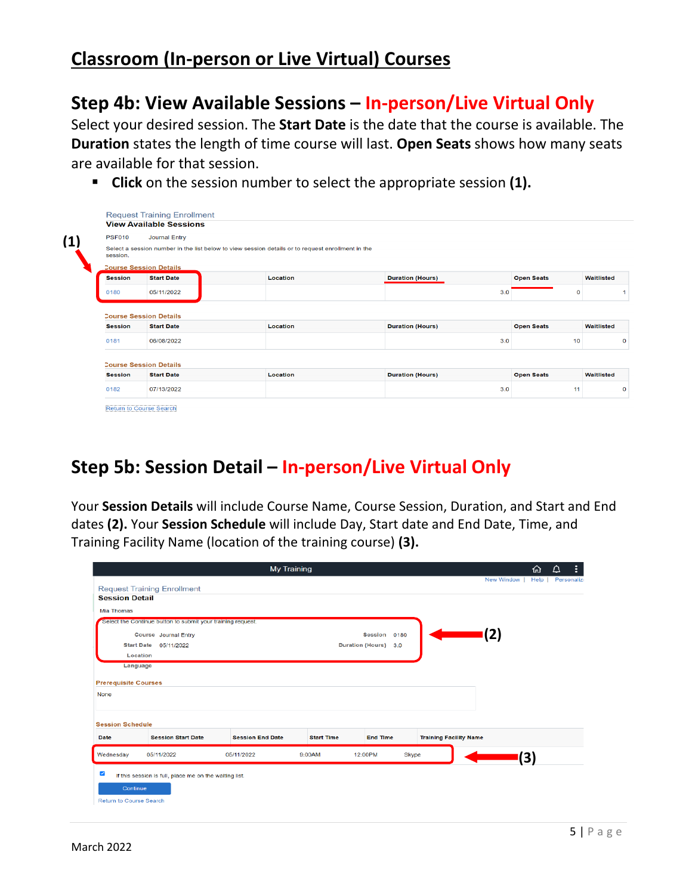# Classroom (In-person or Live Virtual) Courses

## Step 4b: View Available Sessions – In-person/Live Virtual Only

Select your desired session. The **Start Date** is the date that the course is available. The **Duration** states the length of time course will last. **Open Seats** shows how many seats are available for that session.

- **Click** on the session number to select the appropriate session **(1).**

Request Training Enrollment
**View Available Sessions**

PSF010 Journal Entry

Select a session number in the list below to view session details or to request enrollment in the session.

(1)

Course Session Details

| Session | Start Date | Location | Duration (Hours) | Open Seats | Waitlisted |
|---|---|---|---|---|---|
| 0180 | 05/11/2022 | | 3.0 | 0 | 1 |

Course Session Details

| Session | Start Date | Location | Duration (Hours) | Open Seats | Waitlisted |
|---|---|---|---|---|---|
| 0181 | 06/08/2022 | | 3.0 | 10 | 0 |

Course Session Details

| Session | Start Date | Location | Duration (Hours) | Open Seats | Waitlisted |
|---|---|---|---|---|---|
| 0182 | 07/13/2022 | | 3.0 | 11 | 0 |

Return to Course Search

## Step 5b: Session Detail – In-person/Live Virtual Only

Your **Session Details** will include Course Name, Course Session, Duration, and Start and End dates **(2).** Your **Session Schedule** will include Day, Start date and End Date, Time, and Training Facility Name (location of the training course) **(3).**

My Training

New Window | Help | Personalize

Request Training Enrollment
**Session Detail**

Mia Thomas

Select the Continue button to submit your training request.

Course Journal Entry — Session 0180
Start Date 05/11/2022 — Duration (Hours) 3.0
Location
Language

(2)

Prerequisite Courses

None

Session Schedule

| Date | Session Start Date | Session End Date | Start Time | End Time | Training Facility Name |
|---|---|---|---|---|---|
| Wednesday | 05/11/2022 | 05/11/2022 | 9:00AM | 12:00PM | Skype |

(3)

☑ If this session is full, place me on the waiting list.

Continue

Return to Course Search

March 2022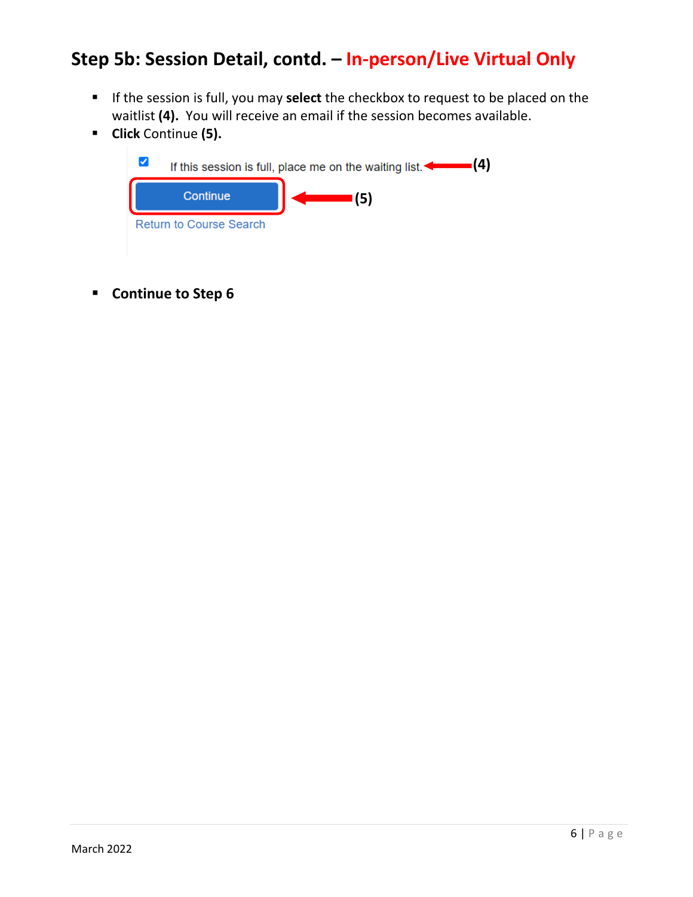## Step 5b: Session Detail, contd. – In-person/Live Virtual Only

- If the session is full, you may **select** the checkbox to request to be placed on the waitlist **(4).** You will receive an email if the session becomes available.
- **Click** Continue **(5).**

- **Continue to Step 6**

March 2022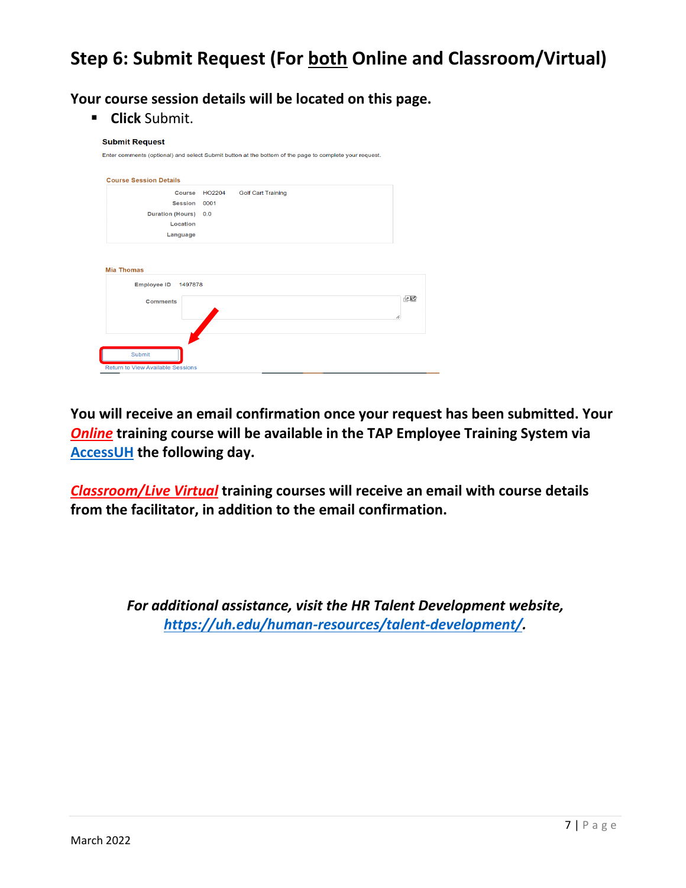## Step 6: Submit Request (For both Online and Classroom/Virtual)

**Your course session details will be located on this page.**

- **Click** Submit.

**Submit Request**

Enter comments (optional) and select Submit button at the bottom of the page to complete your request.

Course Session Details

| | | |
|---|---|---|
| Course | HO2204 | Golf Cart Training |
| Session | 0001 | |
| Duration (Hours) | 0.0 | |
| Location | | |
| Language | | |

Mia Thomas

Employee ID 1497878

Comments

Submit

Return to View Available Sessions

**You will receive an email confirmation once your request has been submitted. Your *Online* training course will be available in the TAP Employee Training System via AccessUH the following day.**

***Classroom/Live Virtual*** **training courses will receive an email with course details from the facilitator, in addition to the email confirmation.**

***For additional assistance, visit the HR Talent Development website, https://uh.edu/human-resources/talent-development/.***

March 2022